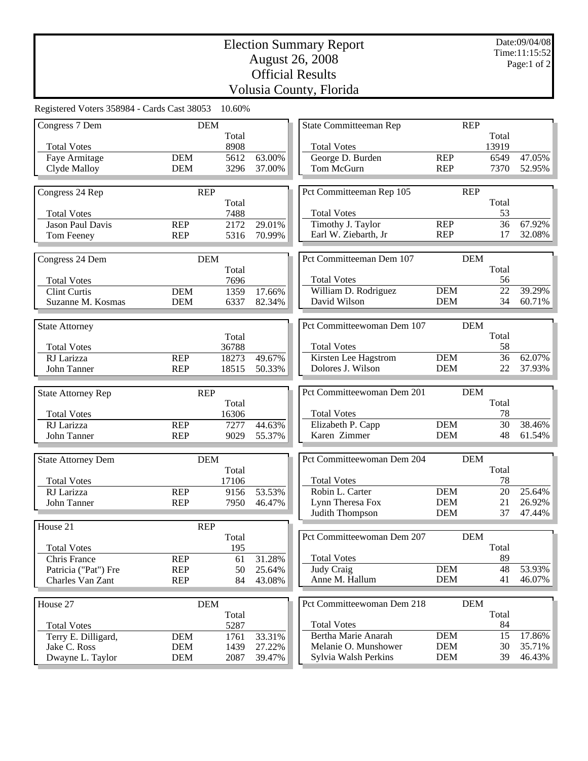# Election Summary Report
## August 26, 2008
## Official Results
## Volusia County, Florida

Date:09/04/08
Time:11:15:52

Registered Voters 358984 - Cards Cast 38053 10.60%

### Congress 7 Dem (DEM)

| | Party | Total | % |
|---|---|---|---|
| Total Votes | | 8908 | |
| Faye Armitage | DEM | 5612 | 63.00% |
| Clyde Malloy | DEM | 3296 | 37.00% |

### Congress 24 Rep (REP)

| | Party | Total | % |
|---|---|---|---|
| Total Votes | | 7488 | |
| Jason Paul Davis | REP | 2172 | 29.01% |
| Tom Feeney | REP | 5316 | 70.99% |

### Congress 24 Dem (DEM)

| | Party | Total | % |
|---|---|---|---|
| Total Votes | | 7696 | |
| Clint Curtis | DEM | 1359 | 17.66% |
| Suzanne M. Kosmas | DEM | 6337 | 82.34% |

### State Attorney

| | Party | Total | % |
|---|---|---|---|
| Total Votes | | 36788 | |
| RJ Larizza | REP | 18273 | 49.67% |
| John Tanner | REP | 18515 | 50.33% |

### State Attorney Rep (REP)

| | Party | Total | % |
|---|---|---|---|
| Total Votes | | 16306 | |
| RJ Larizza | REP | 7277 | 44.63% |
| John Tanner | REP | 9029 | 55.37% |

### State Attorney Dem (DEM)

| | Party | Total | % |
|---|---|---|---|
| Total Votes | | 17106 | |
| RJ Larizza | REP | 9156 | 53.53% |
| John Tanner | REP | 7950 | 46.47% |

### House 21 (REP)

| | Party | Total | % |
|---|---|---|---|
| Total Votes | | 195 | |
| Chris France | REP | 61 | 31.28% |
| Patricia ("Pat") Fre | REP | 50 | 25.64% |
| Charles Van Zant | REP | 84 | 43.08% |

### House 27 (DEM)

| | Party | Total | % |
|---|---|---|---|
| Total Votes | | 5287 | |
| Terry E. Dilligard, | DEM | 1761 | 33.31% |
| Jake C. Ross | DEM | 1439 | 27.22% |
| Dwayne L. Taylor | DEM | 2087 | 39.47% |

### State Committeeman Rep (REP)

| | Party | Total | % |
|---|---|---|---|
| Total Votes | | 13919 | |
| George D. Burden | REP | 6549 | 47.05% |
| Tom McGurn | REP | 7370 | 52.95% |

### Pct Committeeman Rep 105 (REP)

| | Party | Total | % |
|---|---|---|---|
| Total Votes | | 53 | |
| Timothy J. Taylor | REP | 36 | 67.92% |
| Earl W. Ziebarth, Jr | REP | 17 | 32.08% |

### Pct Committeeman Dem 107 (DEM)

| | Party | Total | % |
|---|---|---|---|
| Total Votes | | 56 | |
| William D. Rodriguez | DEM | 22 | 39.29% |
| David Wilson | DEM | 34 | 60.71% |

### Pct Committeewoman Dem 107 (DEM)

| | Party | Total | % |
|---|---|---|---|
| Total Votes | | 58 | |
| Kirsten Lee Hagstrom | DEM | 36 | 62.07% |
| Dolores J. Wilson | DEM | 22 | 37.93% |

### Pct Committeewoman Dem 201 (DEM)

| | Party | Total | % |
|---|---|---|---|
| Total Votes | | 78 | |
| Elizabeth P. Capp | DEM | 30 | 38.46% |
| Karen Zimmer | DEM | 48 | 61.54% |

### Pct Committeewoman Dem 204 (DEM)

| | Party | Total | % |
|---|---|---|---|
| Total Votes | | 78 | |
| Robin L. Carter | DEM | 20 | 25.64% |
| Lynn Theresa Fox | DEM | 21 | 26.92% |
| Judith Thompson | DEM | 37 | 47.44% |

### Pct Committeewoman Dem 207 (DEM)

| | Party | Total | % |
|---|---|---|---|
| Total Votes | | 89 | |
| Judy Craig | DEM | 48 | 53.93% |
| Anne M. Hallum | DEM | 41 | 46.07% |

### Pct Committeewoman Dem 218 (DEM)

| | Party | Total | % |
|---|---|---|---|
| Total Votes | | 84 | |
| Bertha Marie Anarah | DEM | 15 | 17.86% |
| Melanie O. Munshower | DEM | 30 | 35.71% |
| Sylvia Walsh Perkins | DEM | 39 | 46.43% |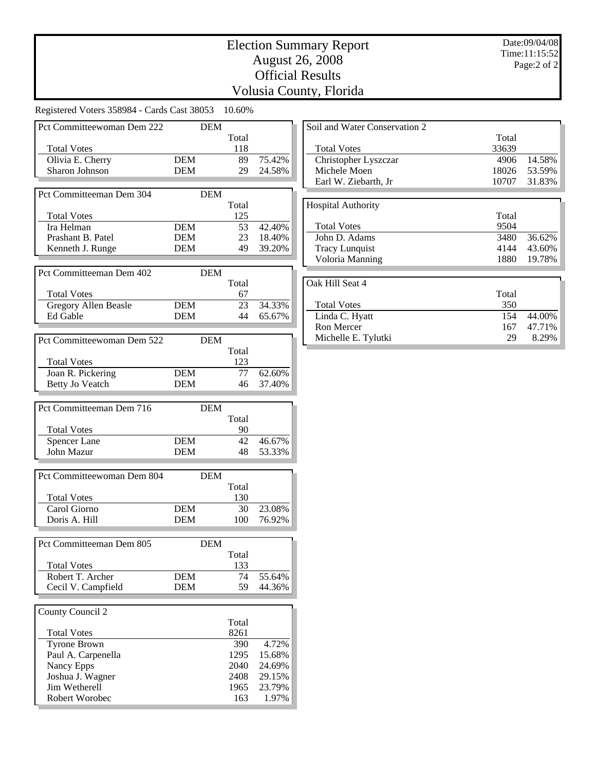# Election Summary Report
## August 26, 2008
## Official Results
## Volusia County, Florida

Date:09/04/08
Time:11:15:52

Registered Voters 358984 - Cards Cast 38053 10.60%

### Pct Committeewoman Dem 222 — DEM

| | | Total | |
|---|---|---|---|
| Total Votes | | 118 | |
| Olivia E. Cherry | DEM | 89 | 75.42% |
| Sharon Johnson | DEM | 29 | 24.58% |

### Pct Committeeman Dem 304 — DEM

| | | Total | |
|---|---|---|---|
| Total Votes | | 125 | |
| Ira Helman | DEM | 53 | 42.40% |
| Prashant B. Patel | DEM | 23 | 18.40% |
| Kenneth J. Runge | DEM | 49 | 39.20% |

### Pct Committeeman Dem 402 — DEM

| | | Total | |
|---|---|---|---|
| Total Votes | | 67 | |
| Gregory Allen Beasle | DEM | 23 | 34.33% |
| Ed Gable | DEM | 44 | 65.67% |

### Pct Committeewoman Dem 522 — DEM

| | | Total | |
|---|---|---|---|
| Total Votes | | 123 | |
| Joan R. Pickering | DEM | 77 | 62.60% |
| Betty Jo Veatch | DEM | 46 | 37.40% |

### Pct Committeeman Dem 716 — DEM

| | | Total | |
|---|---|---|---|
| Total Votes | | 90 | |
| Spencer Lane | DEM | 42 | 46.67% |
| John Mazur | DEM | 48 | 53.33% |

### Pct Committeewoman Dem 804 — DEM

| | | Total | |
|---|---|---|---|
| Total Votes | | 130 | |
| Carol Giorno | DEM | 30 | 23.08% |
| Doris A. Hill | DEM | 100 | 76.92% |

### Pct Committeeman Dem 805 — DEM

| | | Total | |
|---|---|---|---|
| Total Votes | | 133 | |
| Robert T. Archer | DEM | 74 | 55.64% |
| Cecil V. Campfield | DEM | 59 | 44.36% |

### County Council 2

| | Total | |
|---|---|---|
| Total Votes | 8261 | |
| Tyrone Brown | 390 | 4.72% |
| Paul A. Carpenella | 1295 | 15.68% |
| Nancy Epps | 2040 | 24.69% |
| Joshua J. Wagner | 2408 | 29.15% |
| Jim Wetherell | 1965 | 23.79% |
| Robert Worobec | 163 | 1.97% |

### Soil and Water Conservation 2

| | Total | |
|---|---|---|
| Total Votes | 33639 | |
| Christopher Lyszczar | 4906 | 14.58% |
| Michele Moen | 18026 | 53.59% |
| Earl W. Ziebarth, Jr | 10707 | 31.83% |

### Hospital Authority

| | Total | |
|---|---|---|
| Total Votes | 9504 | |
| John D. Adams | 3480 | 36.62% |
| Tracy Lunquist | 4144 | 43.60% |
| Voloria Manning | 1880 | 19.78% |

### Oak Hill Seat 4

| | Total | |
|---|---|---|
| Total Votes | 350 | |
| Linda C. Hyatt | 154 | 44.00% |
| Ron Mercer | 167 | 47.71% |
| Michelle E. Tylutki | 29 | 8.29% |